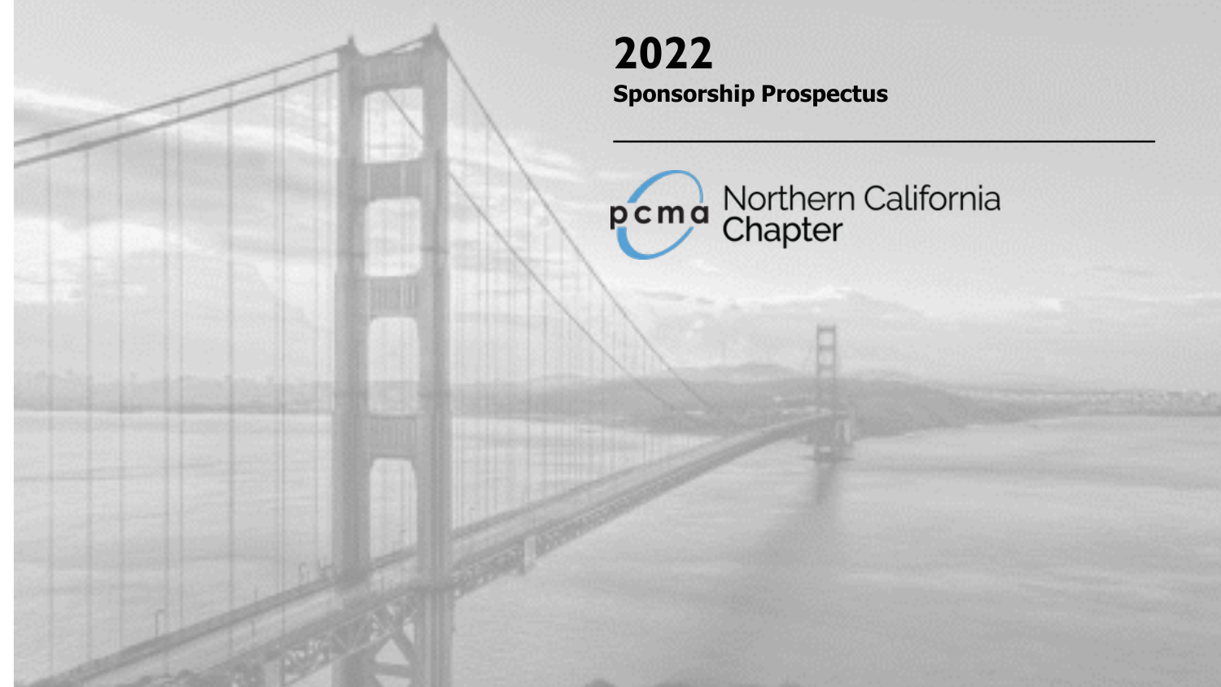# 2022

## Sponsorship Prospectus

pcma Northern California Chapter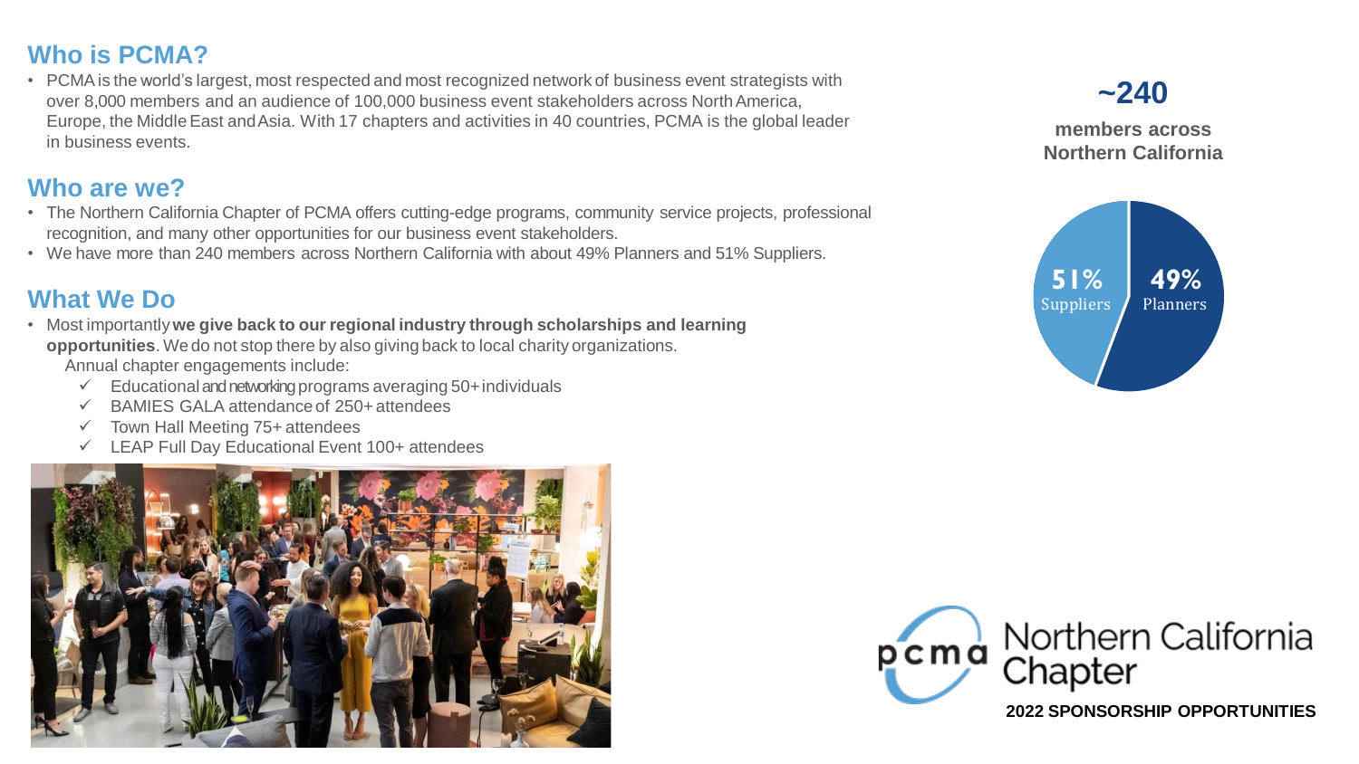## Who is PCMA?

- PCMA is the world's largest, most respected and most recognized network of business event strategists with over 8,000 members and an audience of 100,000 business event stakeholders across North America, Europe, the Middle East and Asia. With 17 chapters and activities in 40 countries, PCMA is the global leader in business events.

## Who are we?

- The Northern California Chapter of PCMA offers cutting-edge programs, community service projects, professional recognition, and many other opportunities for our business event stakeholders.
- We have more than 240 members across Northern California with about 49% Planners and 51% Suppliers.

## What We Do

- Most importantly **we give back to our regional industry through scholarships and learning opportunities**. We do not stop there by also giving back to local charity organizations.

  Annual chapter engagements include:
  - ✓ Educational and networking programs averaging 50+ individuals
  - ✓ BAMIES GALA attendance of 250+ attendees
  - ✓ Town Hall Meeting 75+ attendees
  - ✓ LEAP Full Day Educational Event 100+ attendees

**~240**

**members across Northern California**

51% Suppliers

49% Planners

pcma Northern California Chapter

**2022 SPONSORSHIP OPPORTUNITIES**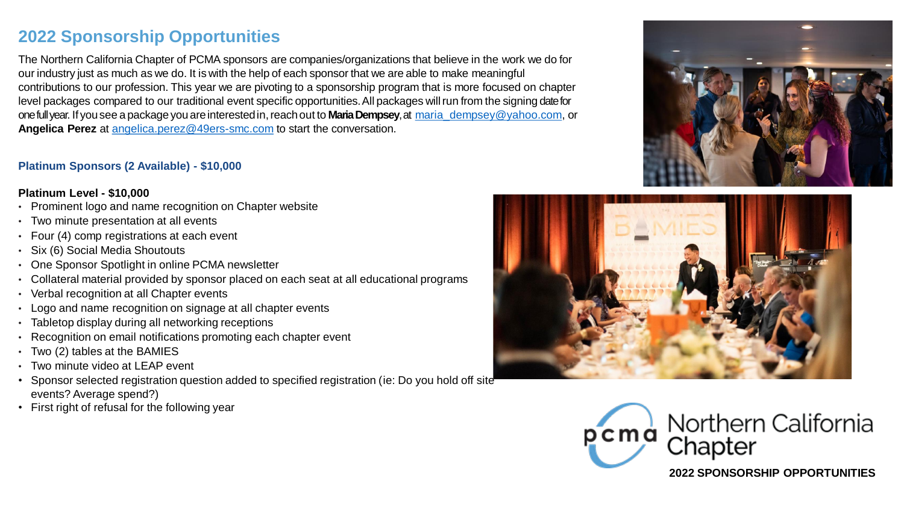## 2022 Sponsorship Opportunities

The Northern California Chapter of PCMA sponsors are companies/organizations that believe in the work we do for our industry just as much as we do. It is with the help of each sponsor that we are able to make meaningful contributions to our profession. This year we are pivoting to a sponsorship program that is more focused on chapter level packages compared to our traditional event specific opportunities. All packages will run from the signing date for one full year. If you see a package you are interested in, reach out to **Maria Dempsey**, at [maria_dempsey@yahoo.com](mailto:maria_dempsey@yahoo.com), or **Angelica Perez** at [angelica.perez@49ers-smc.com](mailto:angelica.perez@49ers-smc.com) to start the conversation.

### Platinum Sponsors (2 Available) - $10,000

**Platinum Level - $10,000**

- Prominent logo and name recognition on Chapter website
- Two minute presentation at all events
- Four (4) comp registrations at each event
- Six (6) Social Media Shoutouts
- One Sponsor Spotlight in online PCMA newsletter
- Collateral material provided by sponsor placed on each seat at all educational programs
- Verbal recognition at all Chapter events
- Logo and name recognition on signage at all chapter events
- Tabletop display during all networking receptions
- Recognition on email notifications promoting each chapter event
- Two (2) tables at the BAMIES
- Two minute video at LEAP event
- Sponsor selected registration question added to specified registration (ie: Do you hold off site events? Average spend?)
- First right of refusal for the following year

pcma Northern California Chapter

**2022 SPONSORSHIP OPPORTUNITIES**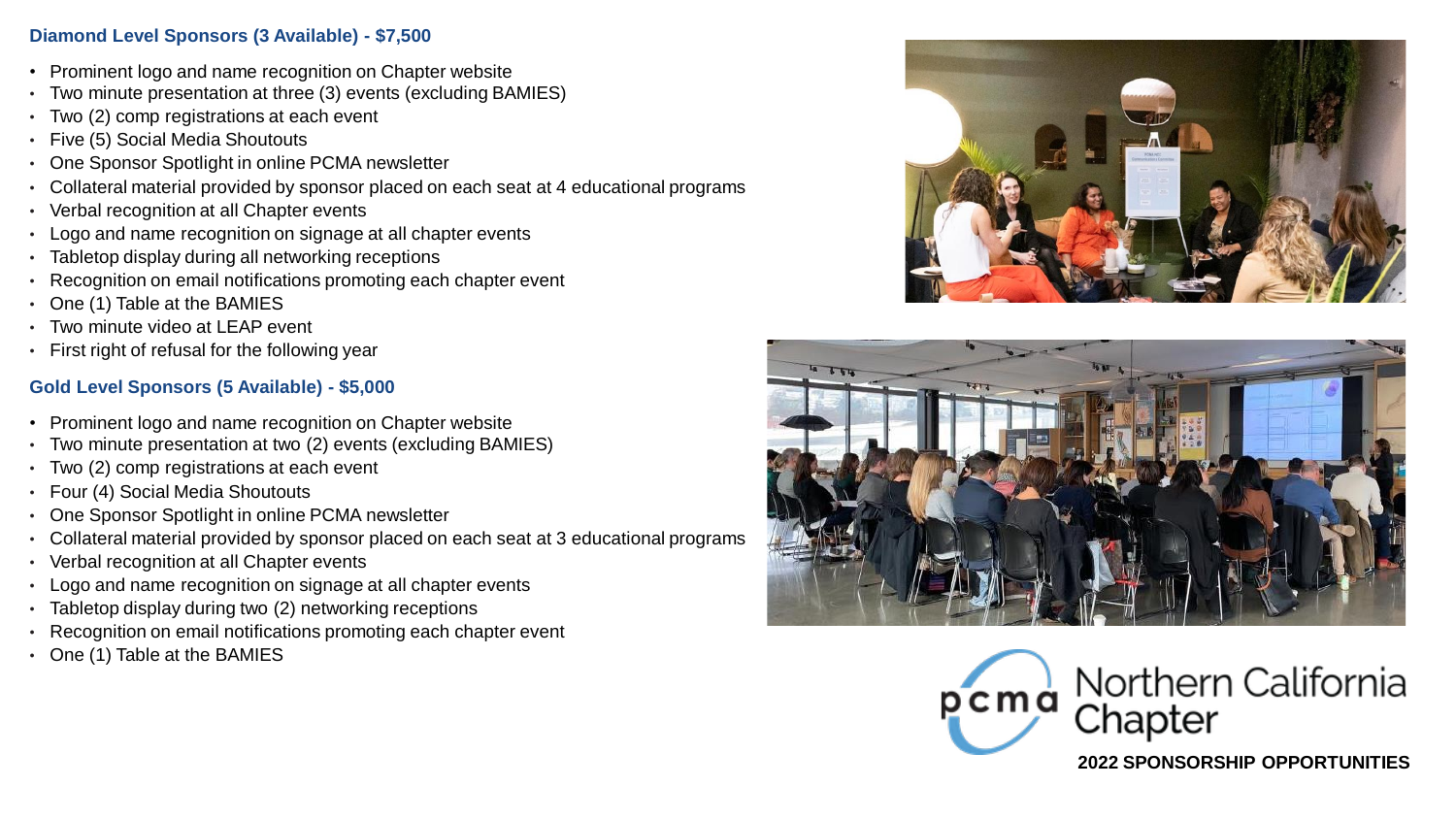## Diamond Level Sponsors (3 Available) - $7,500

- Prominent logo and name recognition on Chapter website
- Two minute presentation at three (3) events (excluding BAMIES)
- Two (2) comp registrations at each event
- Five (5) Social Media Shoutouts
- One Sponsor Spotlight in online PCMA newsletter
- Collateral material provided by sponsor placed on each seat at 4 educational programs
- Verbal recognition at all Chapter events
- Logo and name recognition on signage at all chapter events
- Tabletop display during all networking receptions
- Recognition on email notifications promoting each chapter event
- One (1) Table at the BAMIES
- Two minute video at LEAP event
- First right of refusal for the following year

## Gold Level Sponsors (5 Available) - $5,000

- Prominent logo and name recognition on Chapter website
- Two minute presentation at two (2) events (excluding BAMIES)
- Two (2) comp registrations at each event
- Four (4) Social Media Shoutouts
- One Sponsor Spotlight in online PCMA newsletter
- Collateral material provided by sponsor placed on each seat at 3 educational programs
- Verbal recognition at all Chapter events
- Logo and name recognition on signage at all chapter events
- Tabletop display during two (2) networking receptions
- Recognition on email notifications promoting each chapter event
- One (1) Table at the BAMIES

pcma Northern California Chapter

**2022 SPONSORSHIP OPPORTUNITIES**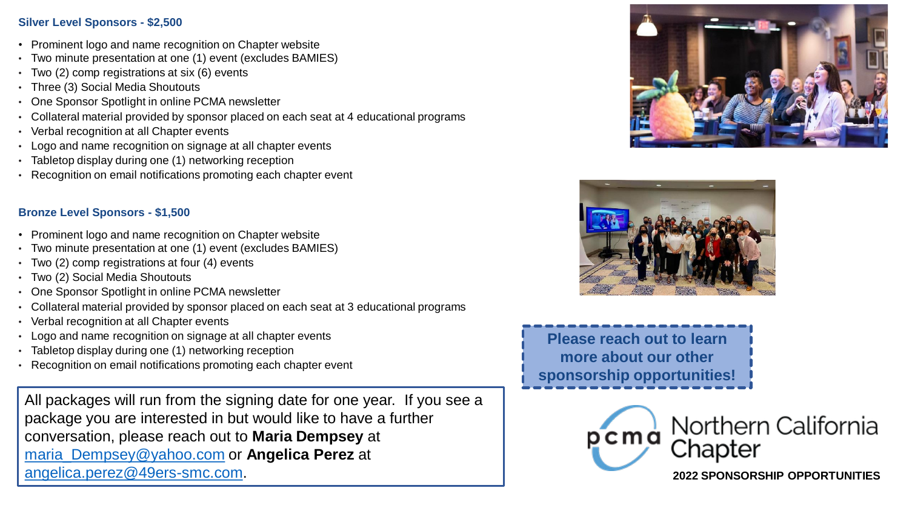### Silver Level Sponsors - $2,500

- Prominent logo and name recognition on Chapter website
- Two minute presentation at one (1) event (excludes BAMIES)
- Two (2) comp registrations at six (6) events
- Three (3) Social Media Shoutouts
- One Sponsor Spotlight in online PCMA newsletter
- Collateral material provided by sponsor placed on each seat at 4 educational programs
- Verbal recognition at all Chapter events
- Logo and name recognition on signage at all chapter events
- Tabletop display during one (1) networking reception
- Recognition on email notifications promoting each chapter event

### Bronze Level Sponsors - $1,500

- Prominent logo and name recognition on Chapter website
- Two minute presentation at one (1) event (excludes BAMIES)
- Two (2) comp registrations at four (4) events
- Two (2) Social Media Shoutouts
- One Sponsor Spotlight in online PCMA newsletter
- Collateral material provided by sponsor placed on each seat at 3 educational programs
- Verbal recognition at all Chapter events
- Logo and name recognition on signage at all chapter events
- Tabletop display during one (1) networking reception
- Recognition on email notifications promoting each chapter event

All packages will run from the signing date for one year. If you see a package you are interested in but would like to have a further conversation, please reach out to **Maria Dempsey** at maria_Dempsey@yahoo.com or **Angelica Perez** at angelica.perez@49ers-smc.com.

**Please reach out to learn more about our other sponsorship opportunities!**

pcma Northern California Chapter

**2022 SPONSORSHIP OPPORTUNITIES**